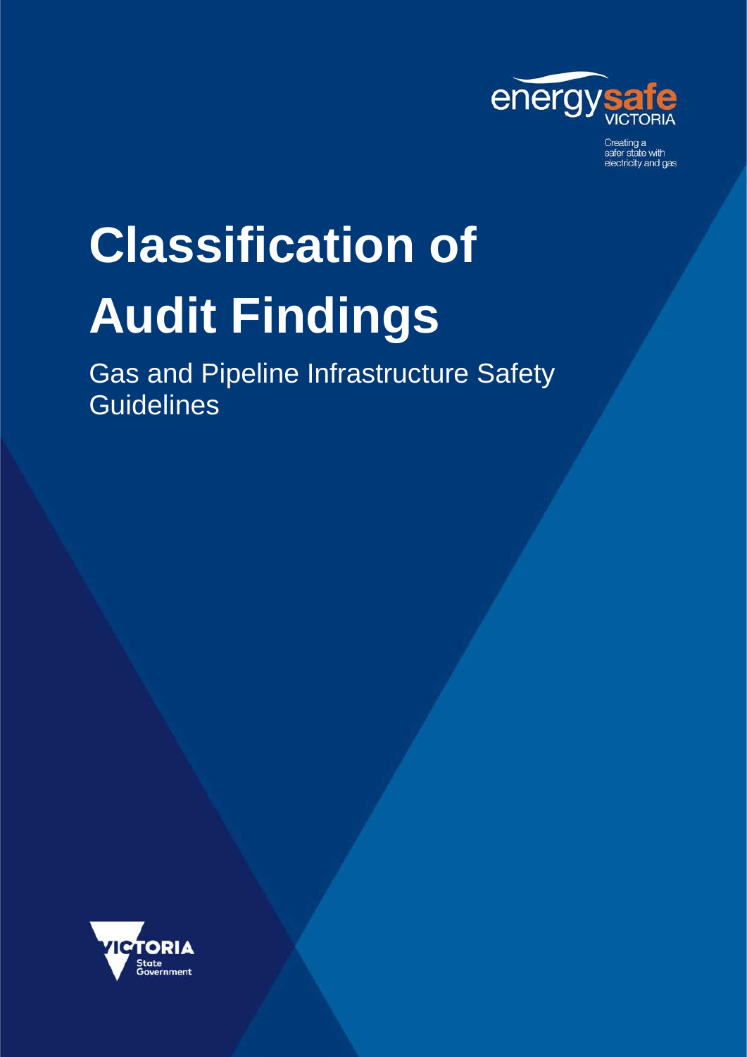energysafe VICTORIA

Creating a safer state with electricity and gas

# Classification of Audit Findings

Gas and Pipeline Infrastructure Safety Guidelines

VICTORIA State Government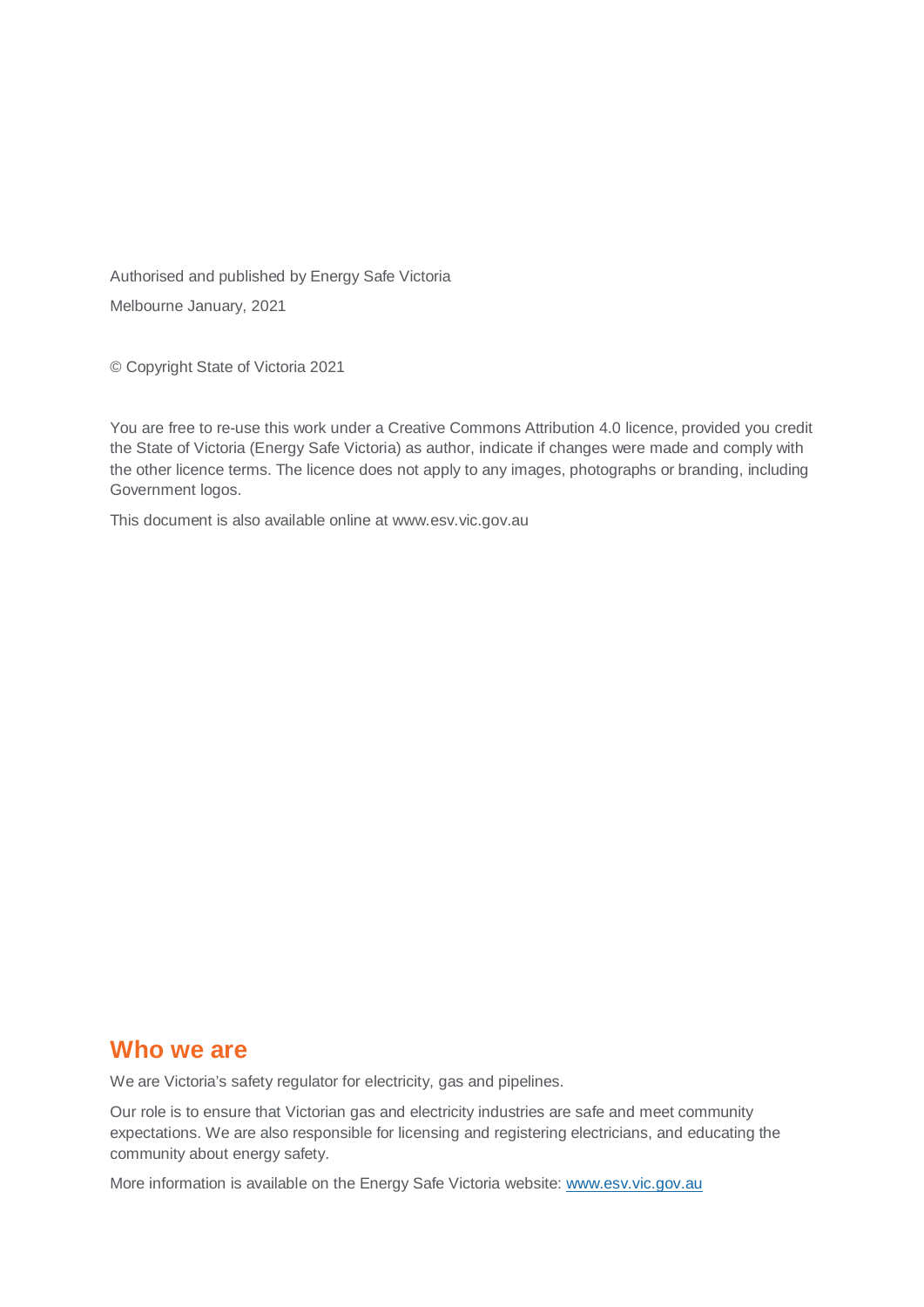Authorised and published by Energy Safe Victoria

Melbourne January, 2021

© Copyright State of Victoria 2021

You are free to re-use this work under a Creative Commons Attribution 4.0 licence, provided you credit the State of Victoria (Energy Safe Victoria) as author, indicate if changes were made and comply with the other licence terms. The licence does not apply to any images, photographs or branding, including Government logos.

This document is also available online at www.esv.vic.gov.au

## Who we are

We are Victoria's safety regulator for electricity, gas and pipelines.

Our role is to ensure that Victorian gas and electricity industries are safe and meet community expectations. We are also responsible for licensing and registering electricians, and educating the community about energy safety.

More information is available on the Energy Safe Victoria website: [www.esv.vic.gov.au](http://www.esv.vic.gov.au)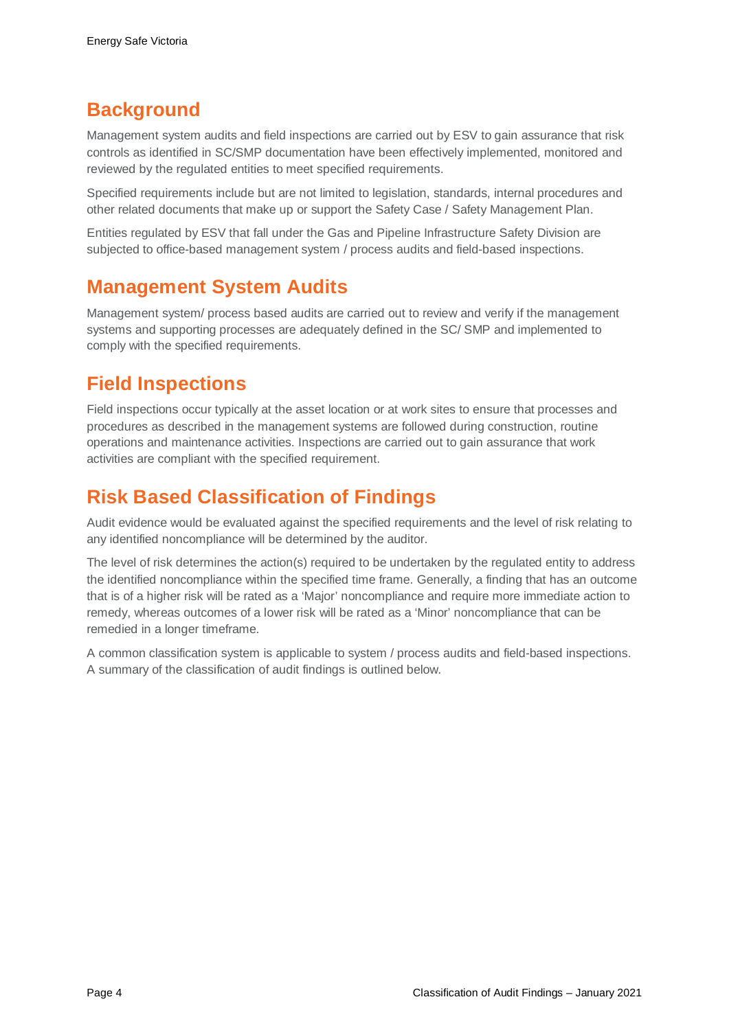## Background

Management system audits and field inspections are carried out by ESV to gain assurance that risk controls as identified in SC/SMP documentation have been effectively implemented, monitored and reviewed by the regulated entities to meet specified requirements.

Specified requirements include but are not limited to legislation, standards, internal procedures and other related documents that make up or support the Safety Case / Safety Management Plan.

Entities regulated by ESV that fall under the Gas and Pipeline Infrastructure Safety Division are subjected to office-based management system / process audits and field-based inspections.

## Management System Audits

Management system/ process based audits are carried out to review and verify if the management systems and supporting processes are adequately defined in the SC/ SMP and implemented to comply with the specified requirements.

## Field Inspections

Field inspections occur typically at the asset location or at work sites to ensure that processes and procedures as described in the management systems are followed during construction, routine operations and maintenance activities. Inspections are carried out to gain assurance that work activities are compliant with the specified requirement.

## Risk Based Classification of Findings

Audit evidence would be evaluated against the specified requirements and the level of risk relating to any identified noncompliance will be determined by the auditor.

The level of risk determines the action(s) required to be undertaken by the regulated entity to address the identified noncompliance within the specified time frame. Generally, a finding that has an outcome that is of a higher risk will be rated as a 'Major' noncompliance and require more immediate action to remedy, whereas outcomes of a lower risk will be rated as a 'Minor' noncompliance that can be remedied in a longer timeframe.

A common classification system is applicable to system / process audits and field-based inspections. A summary of the classification of audit findings is outlined below.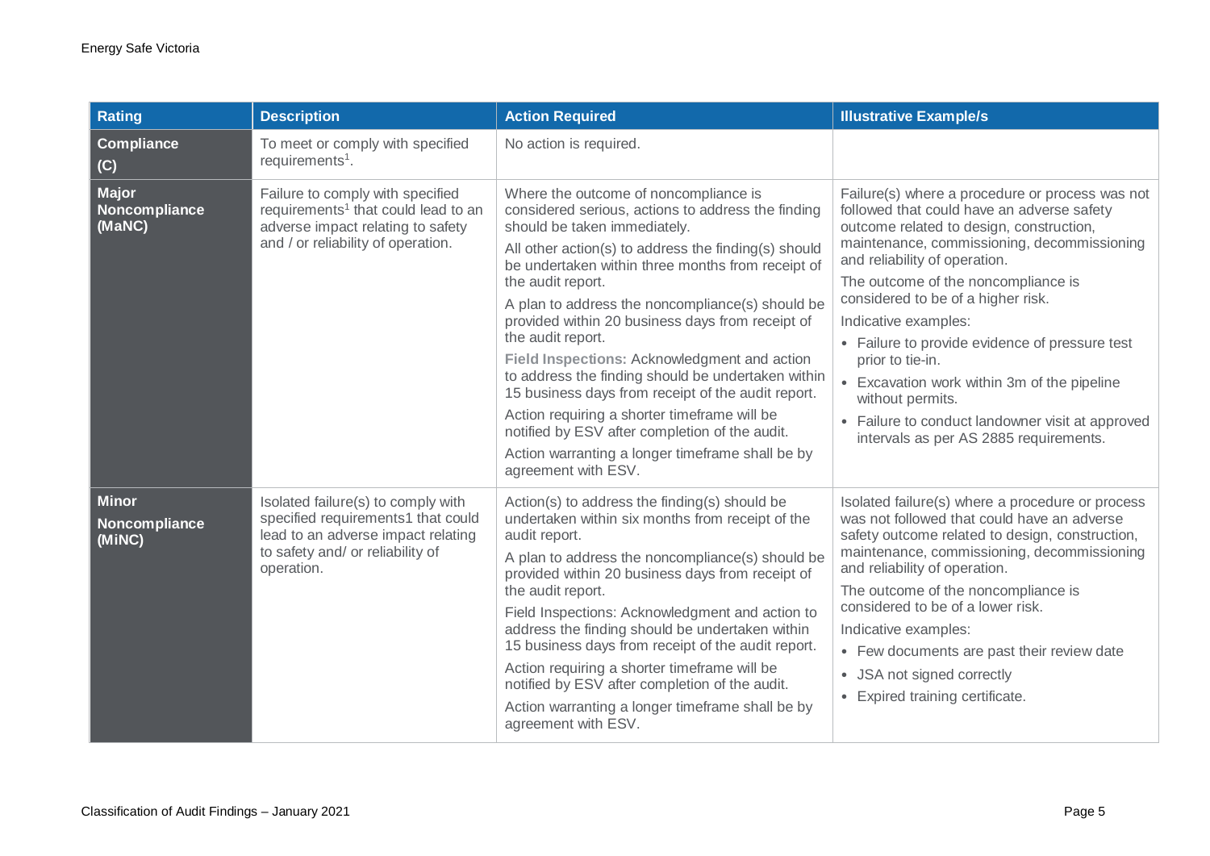| Rating | Description | Action Required | Illustrative Example/s |
|---|---|---|---|
| **Compliance (C)** | To meet or comply with specified requirements[1]. | No action is required. | |
| **Major Noncompliance (MaNC)** | Failure to comply with specified requirements[1] that could lead to an adverse impact relating to safety and / or reliability of operation. | Where the outcome of noncompliance is considered serious, actions to address the finding should be taken immediately.<br><br>All other action(s) to address the finding(s) should be undertaken within three months from receipt of the audit report.<br><br>A plan to address the noncompliance(s) should be provided within 20 business days from receipt of the audit report.<br><br>**Field Inspections:** Acknowledgment and action to address the finding should be undertaken within 15 business days from receipt of the audit report.<br><br>Action requiring a shorter timeframe will be notified by ESV after completion of the audit.<br><br>Action warranting a longer timeframe shall be by agreement with ESV. | Failure(s) where a procedure or process was not followed that could have an adverse safety outcome related to design, construction, maintenance, commissioning, decommissioning and reliability of operation.<br><br>The outcome of the noncompliance is considered to be of a higher risk.<br><br>Indicative examples:<br>• Failure to provide evidence of pressure test prior to tie-in.<br>• Excavation work within 3m of the pipeline without permits.<br>• Failure to conduct landowner visit at approved intervals as per AS 2885 requirements. |
| **Minor Noncompliance (MiNC)** | Isolated failure(s) to comply with specified requirements1 that could lead to an adverse impact relating to safety and/ or reliability of operation. | Action(s) to address the finding(s) should be undertaken within six months from receipt of the audit report.<br><br>A plan to address the noncompliance(s) should be provided within 20 business days from receipt of the audit report.<br><br>Field Inspections: Acknowledgment and action to address the finding should be undertaken within 15 business days from receipt of the audit report.<br><br>Action requiring a shorter timeframe will be notified by ESV after completion of the audit.<br><br>Action warranting a longer timeframe shall be by agreement with ESV. | Isolated failure(s) where a procedure or process was not followed that could have an adverse safety outcome related to design, construction, maintenance, commissioning, decommissioning and reliability of operation.<br><br>The outcome of the noncompliance is considered to be of a lower risk.<br><br>Indicative examples:<br>• Few documents are past their review date<br>• JSA not signed correctly<br>• Expired training certificate. |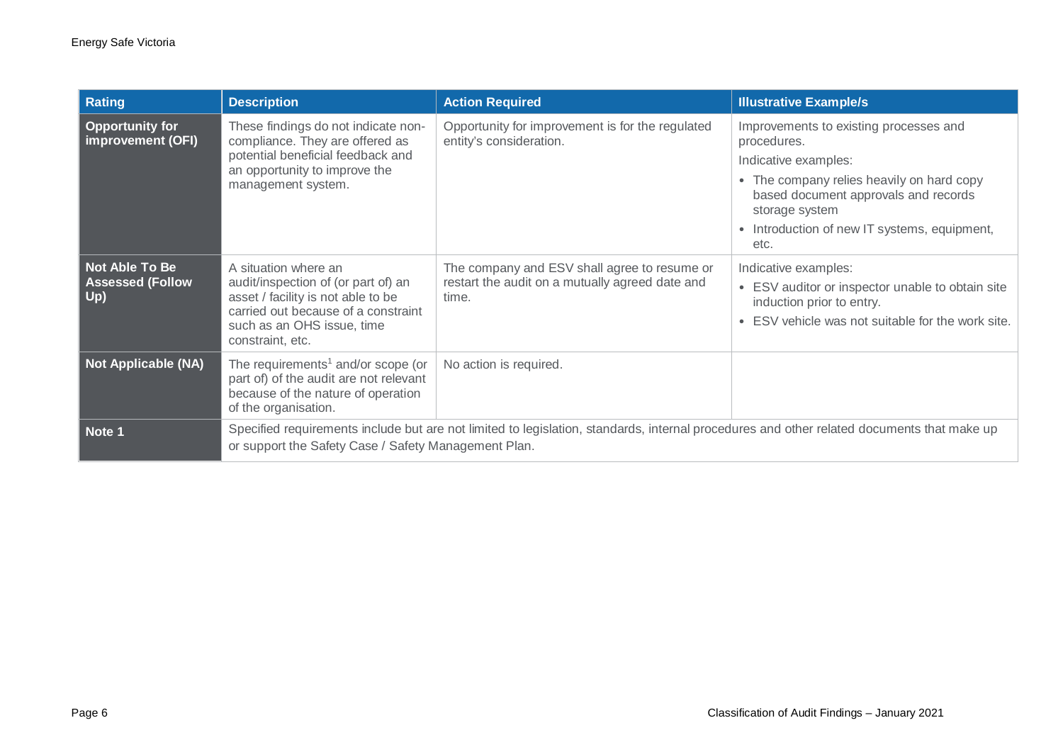| Rating | Description | Action Required | Illustrative Example/s |
| --- | --- | --- | --- |
| **Opportunity for improvement (OFI)** | These findings do not indicate non-compliance. They are offered as potential beneficial feedback and an opportunity to improve the management system. | Opportunity for improvement is for the regulated entity's consideration. | Improvements to existing processes and procedures.<br>Indicative examples:<br>• The company relies heavily on hard copy based document approvals and records storage system<br>• Introduction of new IT systems, equipment, etc. |
| **Not Able To Be Assessed (Follow Up)** | A situation where an audit/inspection of (or part of) an asset / facility is not able to be carried out because of a constraint such as an OHS issue, time constraint, etc. | The company and ESV shall agree to resume or restart the audit on a mutually agreed date and time. | Indicative examples:<br>• ESV auditor or inspector unable to obtain site induction prior to entry.<br>• ESV vehicle was not suitable for the work site. |
| **Not Applicable (NA)** | The requirements[1] and/or scope (or part of) of the audit are not relevant because of the nature of operation of the organisation. | No action is required. | |
| **Note 1** | Specified requirements include but are not limited to legislation, standards, internal procedures and other related documents that make up or support the Safety Case / Safety Management Plan. | | |